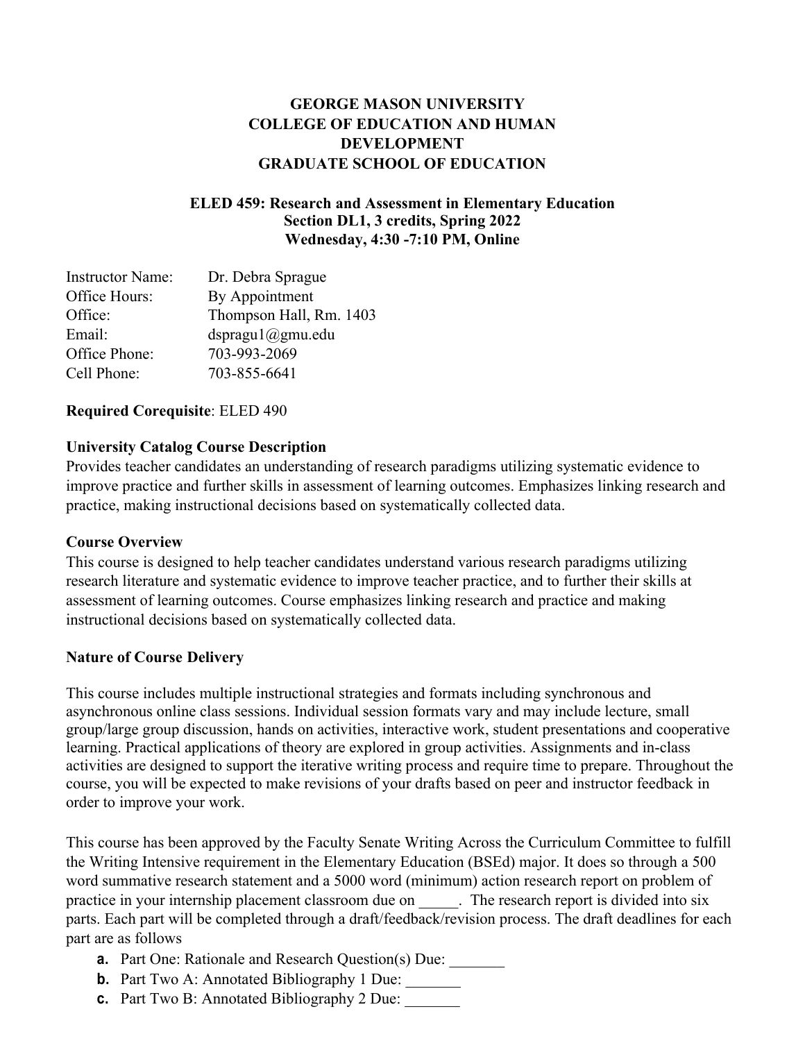# GEORGE MASON UNIVERSITY
# COLLEGE OF EDUCATION AND HUMAN DEVELOPMENT
# GRADUATE SCHOOL OF EDUCATION

## ELED 459: Research and Assessment in Elementary Education
**Section DL1, 3 credits, Spring 2022**
**Wednesday, 4:30 -7:10 PM, Online**

Instructor Name: Dr. Debra Sprague
Office Hours: By Appointment
Office: Thompson Hall, Rm. 1403
Email: dspragu1@gmu.edu
Office Phone: 703-993-2069
Cell Phone: 703-855-6641

**Required Corequisite**: ELED 490

### University Catalog Course Description

Provides teacher candidates an understanding of research paradigms utilizing systematic evidence to improve practice and further skills in assessment of learning outcomes. Emphasizes linking research and practice, making instructional decisions based on systematically collected data.

### Course Overview

This course is designed to help teacher candidates understand various research paradigms utilizing research literature and systematic evidence to improve teacher practice, and to further their skills at assessment of learning outcomes. Course emphasizes linking research and practice and making instructional decisions based on systematically collected data.

### Nature of Course Delivery

This course includes multiple instructional strategies and formats including synchronous and asynchronous online class sessions. Individual session formats vary and may include lecture, small group/large group discussion, hands on activities, interactive work, student presentations and cooperative learning. Practical applications of theory are explored in group activities. Assignments and in-class activities are designed to support the iterative writing process and require time to prepare. Throughout the course, you will be expected to make revisions of your drafts based on peer and instructor feedback in order to improve your work.

This course has been approved by the Faculty Senate Writing Across the Curriculum Committee to fulfill the Writing Intensive requirement in the Elementary Education (BSEd) major. It does so through a 500 word summative research statement and a 5000 word (minimum) action research report on problem of practice in your internship placement classroom due on _____. The research report is divided into six parts. Each part will be completed through a draft/feedback/revision process. The draft deadlines for each part are as follows

- **a.** Part One: Rationale and Research Question(s) Due: _______
- **b.** Part Two A: Annotated Bibliography 1 Due: _______
- **c.** Part Two B: Annotated Bibliography 2 Due: _______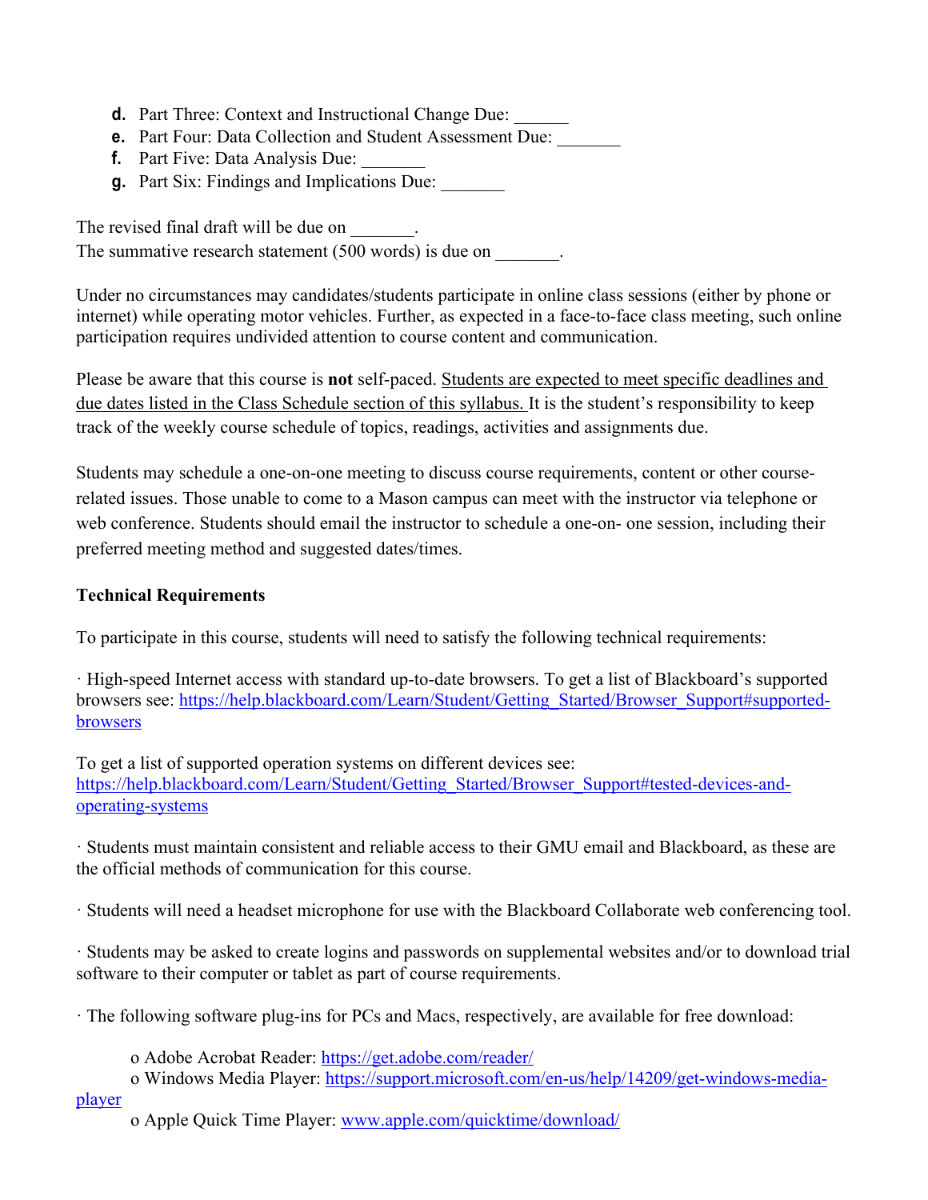d. Part Three: Context and Instructional Change Due: ______
e. Part Four: Data Collection and Student Assessment Due: _______
f. Part Five: Data Analysis Due: _______
g. Part Six: Findings and Implications Due: _______

The revised final draft will be due on _______.
The summative research statement (500 words) is due on _______.

Under no circumstances may candidates/students participate in online class sessions (either by phone or internet) while operating motor vehicles. Further, as expected in a face-to-face class meeting, such online participation requires undivided attention to course content and communication.

Please be aware that this course is **not** self-paced. Students are expected to meet specific deadlines and due dates listed in the Class Schedule section of this syllabus. It is the student's responsibility to keep track of the weekly course schedule of topics, readings, activities and assignments due.

Students may schedule a one-on-one meeting to discuss course requirements, content or other course-related issues. Those unable to come to a Mason campus can meet with the instructor via telephone or web conference. Students should email the instructor to schedule a one-on- one session, including their preferred meeting method and suggested dates/times.

**Technical Requirements**

To participate in this course, students will need to satisfy the following technical requirements:

· High-speed Internet access with standard up-to-date browsers. To get a list of Blackboard's supported browsers see: https://help.blackboard.com/Learn/Student/Getting_Started/Browser_Support#supported-browsers

To get a list of supported operation systems on different devices see: https://help.blackboard.com/Learn/Student/Getting_Started/Browser_Support#tested-devices-and-operating-systems

· Students must maintain consistent and reliable access to their GMU email and Blackboard, as these are the official methods of communication for this course.

· Students will need a headset microphone for use with the Blackboard Collaborate web conferencing tool.

· Students may be asked to create logins and passwords on supplemental websites and/or to download trial software to their computer or tablet as part of course requirements.

· The following software plug-ins for PCs and Macs, respectively, are available for free download:

- Adobe Acrobat Reader: https://get.adobe.com/reader/
- Windows Media Player: https://support.microsoft.com/en-us/help/14209/get-windows-media-player
- Apple Quick Time Player: www.apple.com/quicktime/download/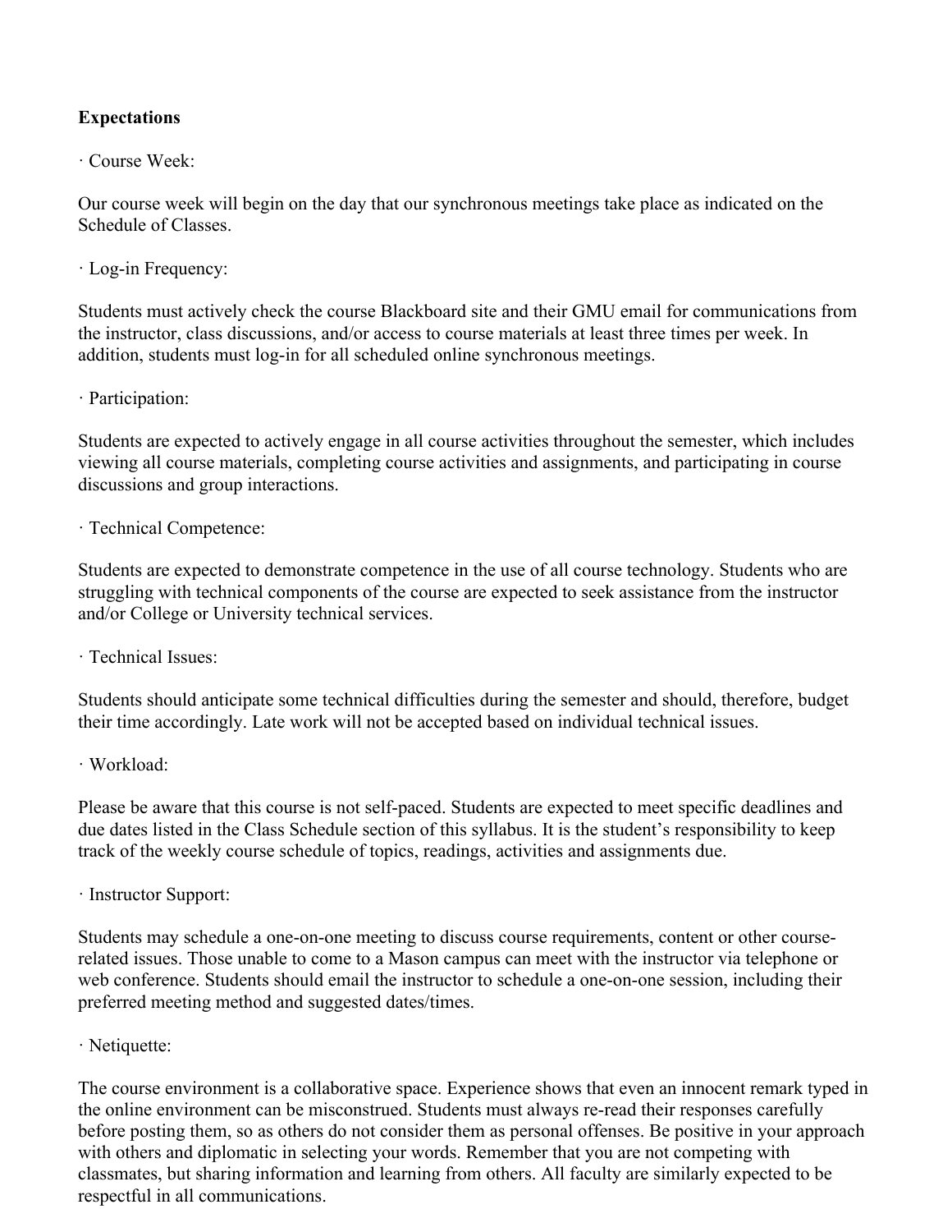**Expectations**

· Course Week:

Our course week will begin on the day that our synchronous meetings take place as indicated on the Schedule of Classes.

· Log-in Frequency:

Students must actively check the course Blackboard site and their GMU email for communications from the instructor, class discussions, and/or access to course materials at least three times per week. In addition, students must log-in for all scheduled online synchronous meetings.

· Participation:

Students are expected to actively engage in all course activities throughout the semester, which includes viewing all course materials, completing course activities and assignments, and participating in course discussions and group interactions.

· Technical Competence:

Students are expected to demonstrate competence in the use of all course technology. Students who are struggling with technical components of the course are expected to seek assistance from the instructor and/or College or University technical services.

· Technical Issues:

Students should anticipate some technical difficulties during the semester and should, therefore, budget their time accordingly. Late work will not be accepted based on individual technical issues.

· Workload:

Please be aware that this course is not self-paced. Students are expected to meet specific deadlines and due dates listed in the Class Schedule section of this syllabus. It is the student's responsibility to keep track of the weekly course schedule of topics, readings, activities and assignments due.

· Instructor Support:

Students may schedule a one-on-one meeting to discuss course requirements, content or other course-related issues. Those unable to come to a Mason campus can meet with the instructor via telephone or web conference. Students should email the instructor to schedule a one-on-one session, including their preferred meeting method and suggested dates/times.

· Netiquette:

The course environment is a collaborative space. Experience shows that even an innocent remark typed in the online environment can be misconstrued. Students must always re-read their responses carefully before posting them, so as others do not consider them as personal offenses. Be positive in your approach with others and diplomatic in selecting your words. Remember that you are not competing with classmates, but sharing information and learning from others. All faculty are similarly expected to be respectful in all communications.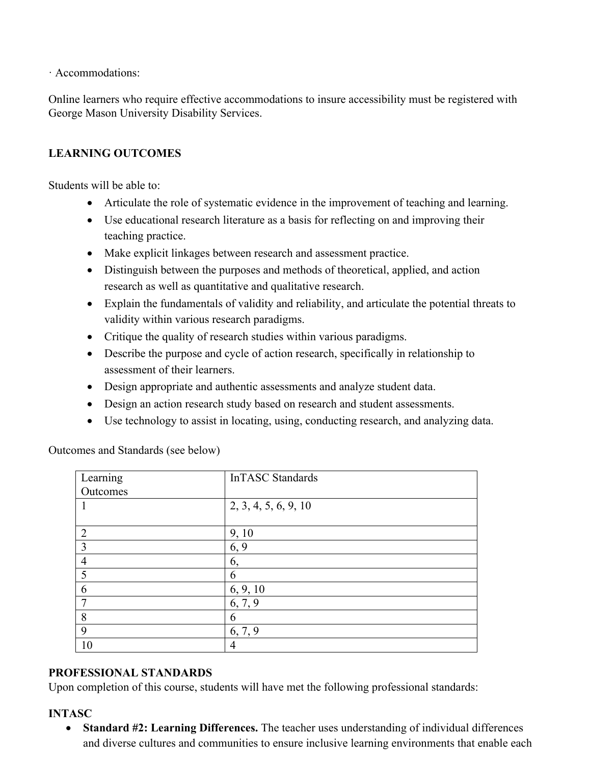· Accommodations:

Online learners who require effective accommodations to insure accessibility must be registered with George Mason University Disability Services.

**LEARNING OUTCOMES**

Students will be able to:

- Articulate the role of systematic evidence in the improvement of teaching and learning.
- Use educational research literature as a basis for reflecting on and improving their teaching practice.
- Make explicit linkages between research and assessment practice.
- Distinguish between the purposes and methods of theoretical, applied, and action research as well as quantitative and qualitative research.
- Explain the fundamentals of validity and reliability, and articulate the potential threats to validity within various research paradigms.
- Critique the quality of research studies within various paradigms.
- Describe the purpose and cycle of action research, specifically in relationship to assessment of their learners.
- Design appropriate and authentic assessments and analyze student data.
- Design an action research study based on research and student assessments.
- Use technology to assist in locating, using, conducting research, and analyzing data.

Outcomes and Standards (see below)

| Learning Outcomes | InTASC Standards |
|---|---|
| 1 | 2, 3, 4, 5, 6, 9, 10 |
| 2 | 9, 10 |
| 3 | 6, 9 |
| 4 | 6, |
| 5 | 6 |
| 6 | 6, 9, 10 |
| 7 | 6, 7, 9 |
| 8 | 6 |
| 9 | 6, 7, 9 |
| 10 | 4 |

**PROFESSIONAL STANDARDS**

Upon completion of this course, students will have met the following professional standards:

**INTASC**

- **Standard #2: Learning Differences.** The teacher uses understanding of individual differences and diverse cultures and communities to ensure inclusive learning environments that enable each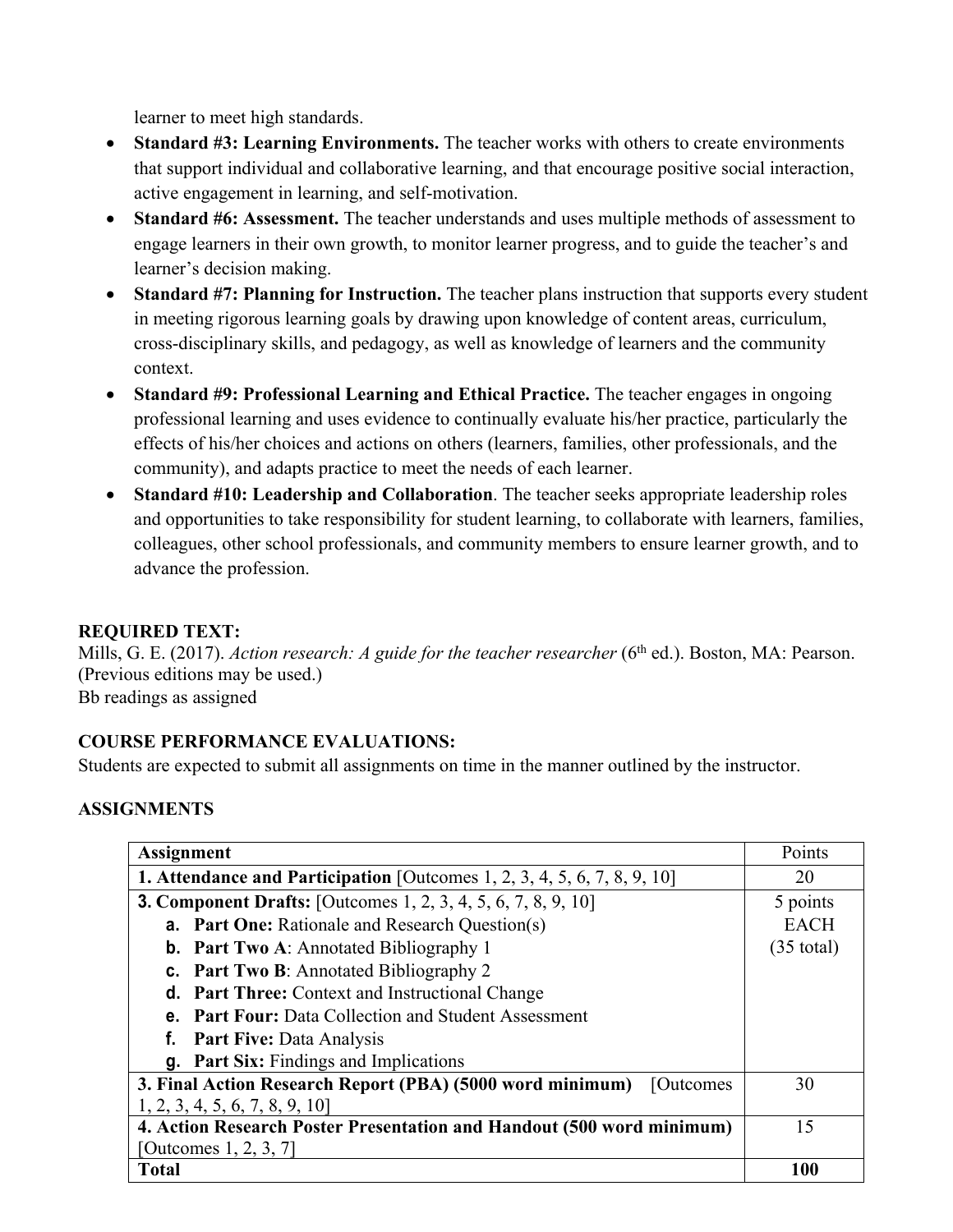learner to meet high standards.

- **Standard #3: Learning Environments.** The teacher works with others to create environments that support individual and collaborative learning, and that encourage positive social interaction, active engagement in learning, and self-motivation.
- **Standard #6: Assessment.** The teacher understands and uses multiple methods of assessment to engage learners in their own growth, to monitor learner progress, and to guide the teacher's and learner's decision making.
- **Standard #7: Planning for Instruction.** The teacher plans instruction that supports every student in meeting rigorous learning goals by drawing upon knowledge of content areas, curriculum, cross-disciplinary skills, and pedagogy, as well as knowledge of learners and the community context.
- **Standard #9: Professional Learning and Ethical Practice.** The teacher engages in ongoing professional learning and uses evidence to continually evaluate his/her practice, particularly the effects of his/her choices and actions on others (learners, families, other professionals, and the community), and adapts practice to meet the needs of each learner.
- **Standard #10: Leadership and Collaboration**. The teacher seeks appropriate leadership roles and opportunities to take responsibility for student learning, to collaborate with learners, families, colleagues, other school professionals, and community members to ensure learner growth, and to advance the profession.

**REQUIRED TEXT:**
Mills, G. E. (2017). *Action research: A guide for the teacher researcher* (6th ed.). Boston, MA: Pearson. (Previous editions may be used.)
Bb readings as assigned

**COURSE PERFORMANCE EVALUATIONS:**
Students are expected to submit all assignments on time in the manner outlined by the instructor.

**ASSIGNMENTS**

| Assignment | Points |
|---|---|
| **1. Attendance and Participation** [Outcomes 1, 2, 3, 4, 5, 6, 7, 8, 9, 10] | 20 |
| **3. Component Drafts:** [Outcomes 1, 2, 3, 4, 5, 6, 7, 8, 9, 10]<br>**a. Part One:** Rationale and Research Question(s)<br>**b. Part Two A**: Annotated Bibliography 1<br>**c. Part Two B**: Annotated Bibliography 2<br>**d. Part Three:** Context and Instructional Change<br>**e. Part Four:** Data Collection and Student Assessment<br>**f. Part Five:** Data Analysis<br>**g. Part Six:** Findings and Implications | 5 points EACH (35 total) |
| **3. Final Action Research Report (PBA) (5000 word minimum)** [Outcomes 1, 2, 3, 4, 5, 6, 7, 8, 9, 10] | 30 |
| **4. Action Research Poster Presentation and Handout (500 word minimum)** [Outcomes 1, 2, 3, 7] | 15 |
| **Total** | **100** |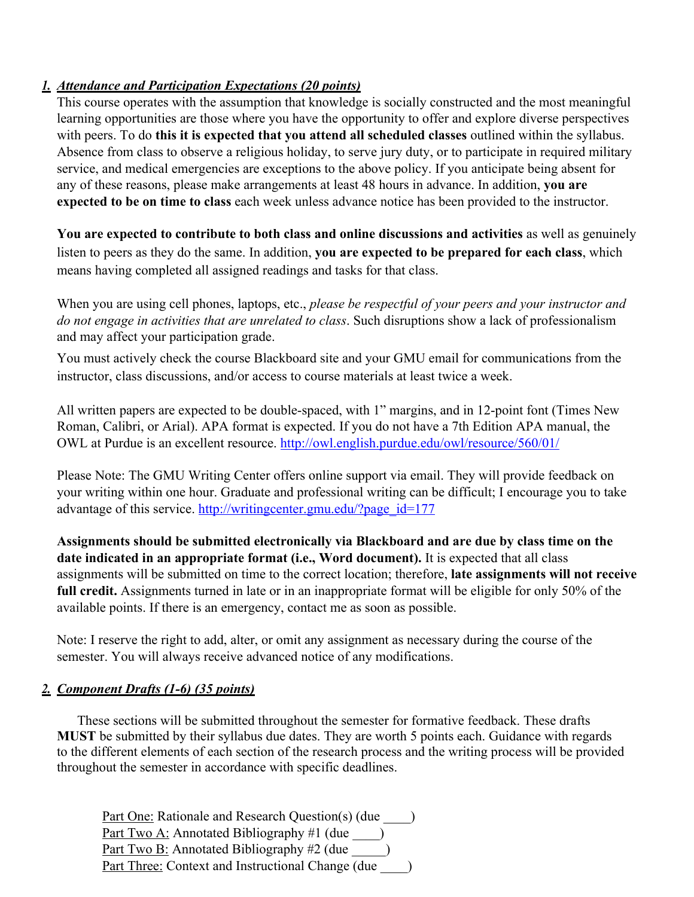1. ***Attendance and Participation Expectations (20 points)***

This course operates with the assumption that knowledge is socially constructed and the most meaningful learning opportunities are those where you have the opportunity to offer and explore diverse perspectives with peers. To do **this it is expected that you attend all scheduled classes** outlined within the syllabus. Absence from class to observe a religious holiday, to serve jury duty, or to participate in required military service, and medical emergencies are exceptions to the above policy. If you anticipate being absent for any of these reasons, please make arrangements at least 48 hours in advance. In addition, **you are expected to be on time to class** each week unless advance notice has been provided to the instructor.

**You are expected to contribute to both class and online discussions and activities** as well as genuinely listen to peers as they do the same. In addition, **you are expected to be prepared for each class**, which means having completed all assigned readings and tasks for that class.

When you are using cell phones, laptops, etc., *please be respectful of your peers and your instructor and do not engage in activities that are unrelated to class*. Such disruptions show a lack of professionalism and may affect your participation grade.

You must actively check the course Blackboard site and your GMU email for communications from the instructor, class discussions, and/or access to course materials at least twice a week.

All written papers are expected to be double-spaced, with 1" margins, and in 12-point font (Times New Roman, Calibri, or Arial). APA format is expected. If you do not have a 7th Edition APA manual, the OWL at Purdue is an excellent resource. http://owl.english.purdue.edu/owl/resource/560/01/

Please Note: The GMU Writing Center offers online support via email. They will provide feedback on your writing within one hour. Graduate and professional writing can be difficult; I encourage you to take advantage of this service. http://writingcenter.gmu.edu/?page_id=177

**Assignments should be submitted electronically via Blackboard and are due by class time on the date indicated in an appropriate format (i.e., Word document).** It is expected that all class assignments will be submitted on time to the correct location; therefore, **late assignments will not receive full credit.** Assignments turned in late or in an inappropriate format will be eligible for only 50% of the available points. If there is an emergency, contact me as soon as possible.

Note: I reserve the right to add, alter, or omit any assignment as necessary during the course of the semester. You will always receive advanced notice of any modifications.

2. ***Component Drafts (1-6) (35 points)***

These sections will be submitted throughout the semester for formative feedback. These drafts **MUST** be submitted by their syllabus due dates. They are worth 5 points each. Guidance with regards to the different elements of each section of the research process and the writing process will be provided throughout the semester in accordance with specific deadlines.

Part One: Rationale and Research Question(s) (due ____)
Part Two A: Annotated Bibliography #1 (due ____)
Part Two B: Annotated Bibliography #2 (due _____)
Part Three: Context and Instructional Change (due ____)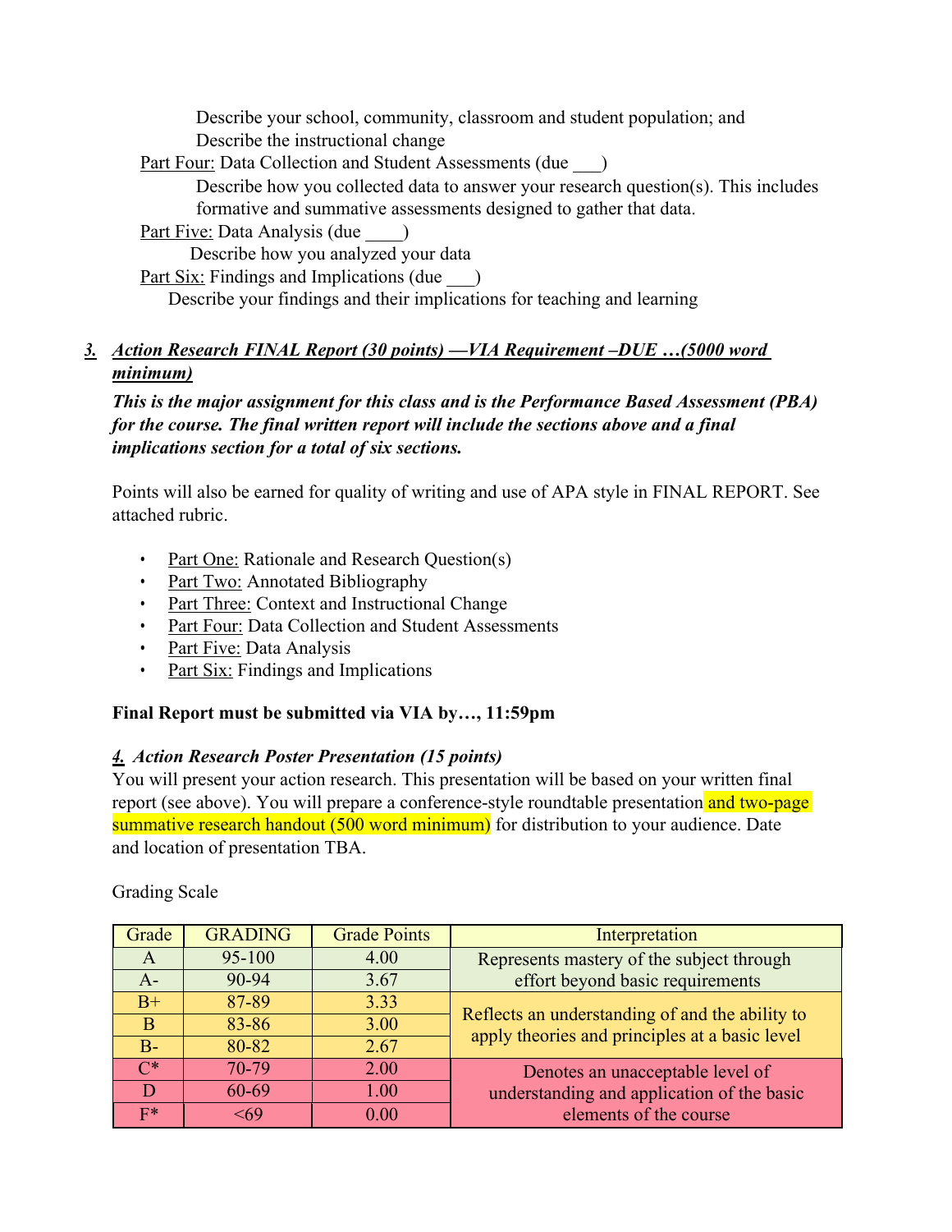Describe your school, community, classroom and student population; and
Describe the instructional change

Part Four: Data Collection and Student Assessments (due ___)
Describe how you collected data to answer your research question(s). This includes formative and summative assessments designed to gather that data.

Part Five: Data Analysis (due ____)
Describe how you analyzed your data

Part Six: Findings and Implications (due ___)
Describe your findings and their implications for teaching and learning

### ***3. Action Research FINAL Report (30 points) —VIA Requirement –DUE …(5000 word minimum)***

***This is the major assignment for this class and is the Performance Based Assessment (PBA) for the course. The final written report will include the sections above and a final implications section for a total of six sections.***

Points will also be earned for quality of writing and use of APA style in FINAL REPORT. See attached rubric.

- Part One: Rationale and Research Question(s)
- Part Two: Annotated Bibliography
- Part Three: Context and Instructional Change
- Part Four: Data Collection and Student Assessments
- Part Five: Data Analysis
- Part Six: Findings and Implications

**Final Report must be submitted via VIA by…, 11:59pm**

### ***4. Action Research Poster Presentation (15 points)***

You will present your action research. This presentation will be based on your written final report (see above). You will prepare a conference-style roundtable presentation and two-page summative research handout (500 word minimum) for distribution to your audience. Date and location of presentation TBA.

Grading Scale

| Grade | GRADING | Grade Points | Interpretation |
|---|---|---|---|
| A | 95-100 | 4.00 | Represents mastery of the subject through effort beyond basic requirements |
| A- | 90-94 | 3.67 | |
| B+ | 87-89 | 3.33 | Reflects an understanding of and the ability to apply theories and principles at a basic level |
| B | 83-86 | 3.00 | |
| B- | 80-82 | 2.67 | |
| C* | 70-79 | 2.00 | Denotes an unacceptable level of understanding and application of the basic elements of the course |
| D | 60-69 | 1.00 | |
| F* | <69 | 0.00 | |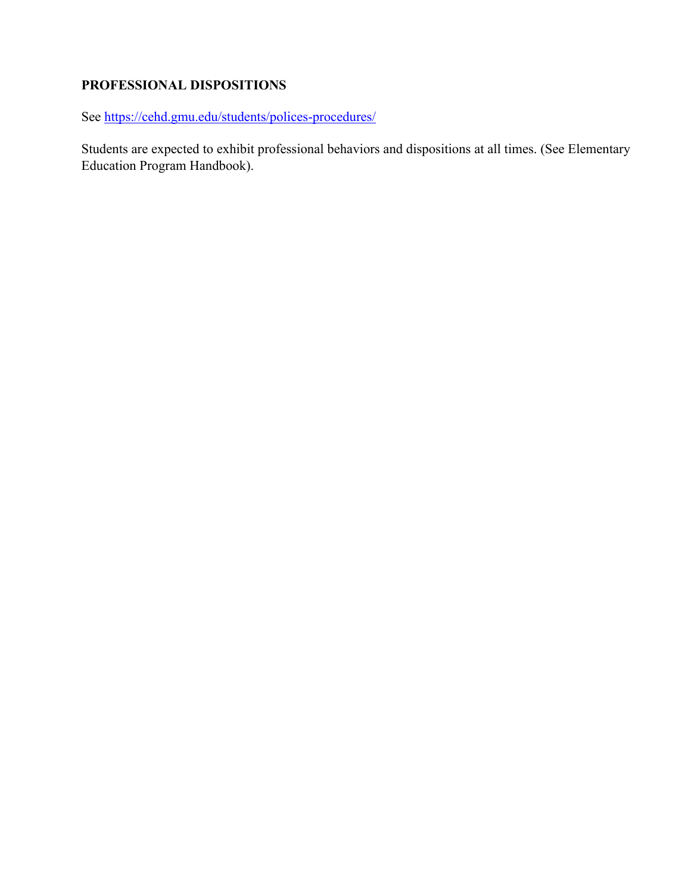## PROFESSIONAL DISPOSITIONS

See https://cehd.gmu.edu/students/polices-procedures/

Students are expected to exhibit professional behaviors and dispositions at all times. (See Elementary Education Program Handbook).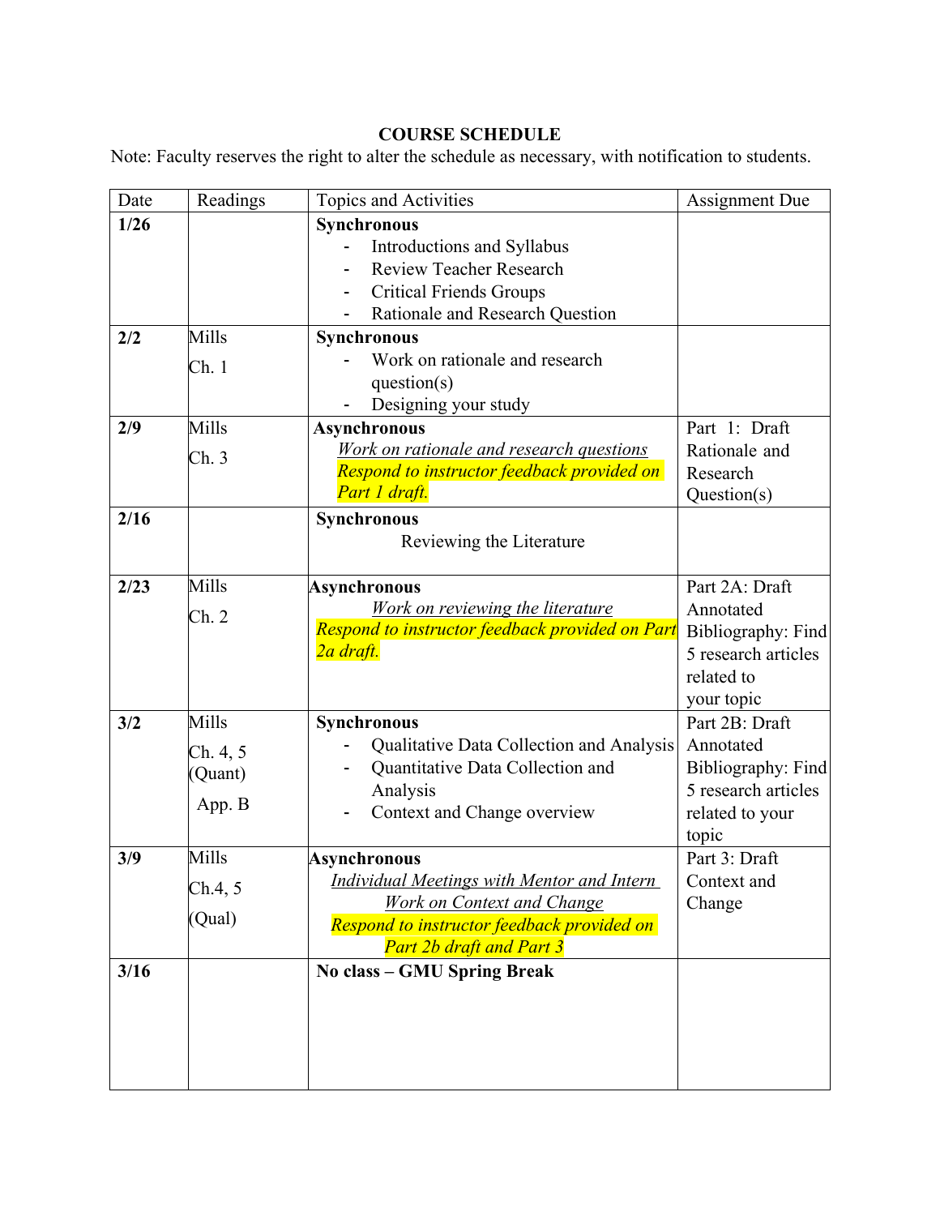## COURSE SCHEDULE

Note: Faculty reserves the right to alter the schedule as necessary, with notification to students.

| Date | Readings | Topics and Activities | Assignment Due |
|---|---|---|---|
| **1/26** | | **Synchronous**<br>- Introductions and Syllabus<br>- Review Teacher Research<br>- Critical Friends Groups<br>- Rationale and Research Question | |
| **2/2** | Mills Ch. 1 | **Synchronous**<br>- Work on rationale and research question(s)<br>- Designing your study | |
| **2/9** | Mills Ch. 3 | **Asynchronous**<br>*Work on rationale and research questions*<br>*Respond to instructor feedback provided on Part 1 draft.* | Part 1: Draft Rationale and Research Question(s) |
| **2/16** | | **Synchronous**<br>Reviewing the Literature | |
| **2/23** | Mills Ch. 2 | **Asynchronous**<br>*Work on reviewing the literature*<br>*Respond to instructor feedback provided on Part 2a draft.* | Part 2A: Draft Annotated Bibliography: Find 5 research articles related to your topic |
| **3/2** | Mills Ch. 4, 5 (Quant) App. B | **Synchronous**<br>- Qualitative Data Collection and Analysis<br>- Quantitative Data Collection and Analysis<br>- Context and Change overview | Part 2B: Draft Annotated Bibliography: Find 5 research articles related to your topic |
| **3/9** | Mills Ch.4, 5 (Qual) | **Asynchronous**<br>*Individual Meetings with Mentor and Intern*<br>*Work on Context and Change*<br>*Respond to instructor feedback provided on Part 2b draft and Part 3* | Part 3: Draft Context and Change |
| **3/16** | | **No class – GMU Spring Break** | |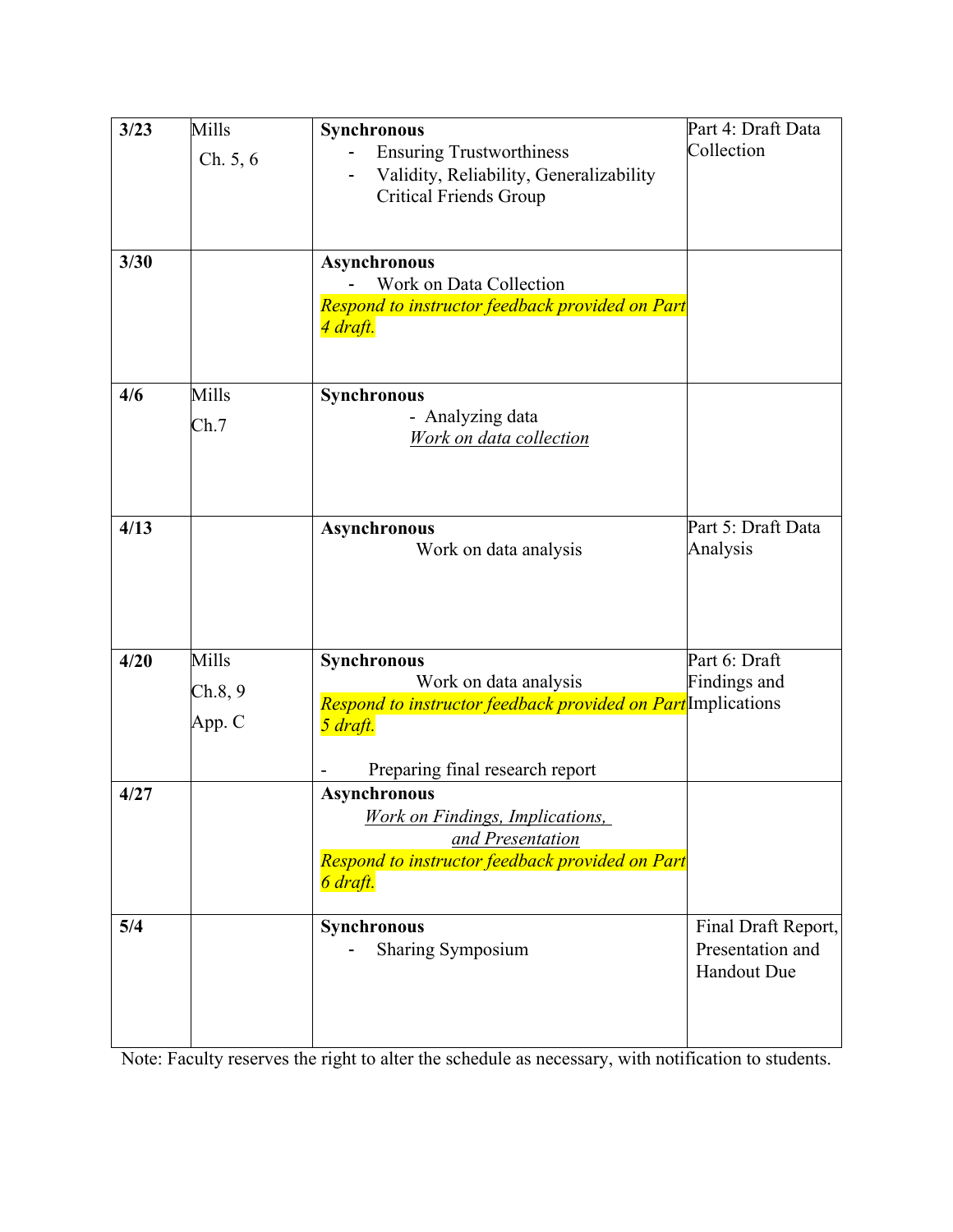| | | | |
|---|---|---|---|
| **3/23** | Mills<br>Ch. 5, 6 | **Synchronous**<br>- Ensuring Trustworthiness<br>- Validity, Reliability, Generalizability<br>Critical Friends Group | Part 4: Draft Data Collection |
| **3/30** | | **Asynchronous**<br>- Work on Data Collection<br>*Respond to instructor feedback provided on Part 4 draft.* | |
| **4/6** | Mills<br>Ch.7 | **Synchronous**<br>- Analyzing data<br>*Work on data collection* | |
| **4/13** | | **Asynchronous**<br>Work on data analysis | Part 5: Draft Data Analysis |
| **4/20** | Mills<br>Ch.8, 9<br>App. C | **Synchronous**<br>Work on data analysis<br>*Respond to instructor feedback provided on Part 5 draft.*<br>- Preparing final research report | Part 6: Draft Findings and Implications |
| **4/27** | | **Asynchronous**<br>*Work on Findings, Implications, and Presentation*<br>*Respond to instructor feedback provided on Part 6 draft.* | |
| **5/4** | | **Synchronous**<br>- Sharing Symposium | Final Draft Report, Presentation and Handout Due |

Note: Faculty reserves the right to alter the schedule as necessary, with notification to students.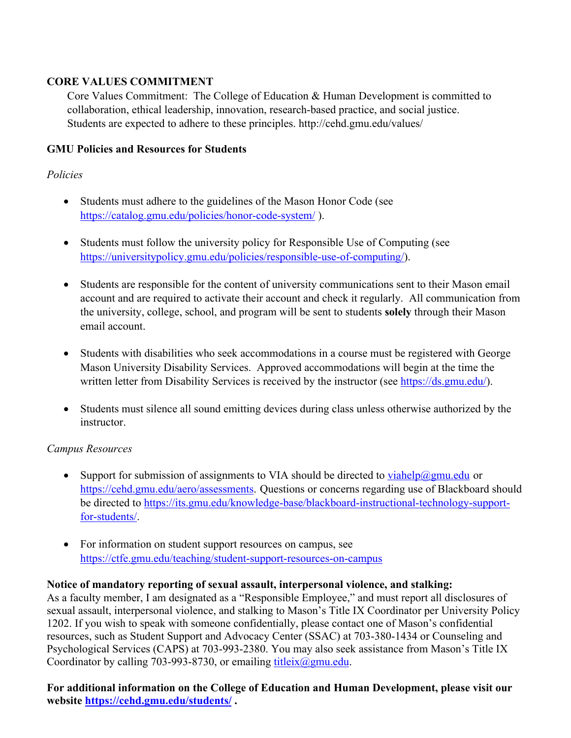**CORE VALUES COMMITMENT**

Core Values Commitment: The College of Education & Human Development is committed to collaboration, ethical leadership, innovation, research-based practice, and social justice. Students are expected to adhere to these principles. http://cehd.gmu.edu/values/

**GMU Policies and Resources for Students**

*Policies*

- Students must adhere to the guidelines of the Mason Honor Code (see https://catalog.gmu.edu/policies/honor-code-system/ ).
- Students must follow the university policy for Responsible Use of Computing (see https://universitypolicy.gmu.edu/policies/responsible-use-of-computing/).
- Students are responsible for the content of university communications sent to their Mason email account and are required to activate their account and check it regularly. All communication from the university, college, school, and program will be sent to students **solely** through their Mason email account.
- Students with disabilities who seek accommodations in a course must be registered with George Mason University Disability Services. Approved accommodations will begin at the time the written letter from Disability Services is received by the instructor (see https://ds.gmu.edu/).
- Students must silence all sound emitting devices during class unless otherwise authorized by the instructor.

*Campus Resources*

- Support for submission of assignments to VIA should be directed to viahelp@gmu.edu or https://cehd.gmu.edu/aero/assessments. Questions or concerns regarding use of Blackboard should be directed to https://its.gmu.edu/knowledge-base/blackboard-instructional-technology-support-for-students/.
- For information on student support resources on campus, see https://ctfe.gmu.edu/teaching/student-support-resources-on-campus

**Notice of mandatory reporting of sexual assault, interpersonal violence, and stalking:**
As a faculty member, I am designated as a "Responsible Employee," and must report all disclosures of sexual assault, interpersonal violence, and stalking to Mason's Title IX Coordinator per University Policy 1202. If you wish to speak with someone confidentially, please contact one of Mason's confidential resources, such as Student Support and Advocacy Center (SSAC) at 703-380-1434 or Counseling and Psychological Services (CAPS) at 703-993-2380. You may also seek assistance from Mason's Title IX Coordinator by calling 703-993-8730, or emailing titleix@gmu.edu.

**For additional information on the College of Education and Human Development, please visit our website https://cehd.gmu.edu/students/ .**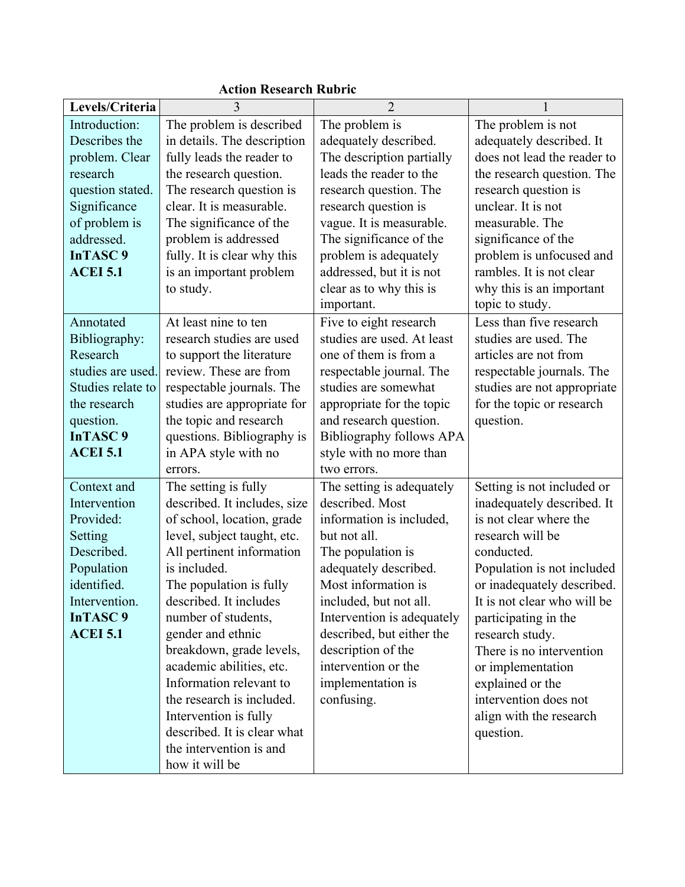**Action Research Rubric**

| Levels/Criteria | 3 | 2 | 1 |
|---|---|---|---|
| Introduction: Describes the problem. Clear research question stated. Significance of problem is addressed. **InTASC 9** **ACEI 5.1** | The problem is described in details. The description fully leads the reader to the research question. The research question is clear. It is measurable. The significance of the problem is addressed fully. It is clear why this is an important problem to study. | The problem is adequately described. The description partially leads the reader to the research question. The research question is vague. It is measurable. The significance of the problem is adequately addressed, but it is not clear as to why this is important. | The problem is not adequately described. It does not lead the reader to the research question. The research question is unclear. It is not measurable. The significance of the problem is unfocused and rambles. It is not clear why this is an important topic to study. |
| Annotated Bibliography: Research studies are used. Studies relate to the research question. **InTASC 9** **ACEI 5.1** | At least nine to ten research studies are used to support the literature review. These are from respectable journals. The studies are appropriate for the topic and research questions. Bibliography is in APA style with no errors. | Five to eight research studies are used. At least one of them is from a respectable journal. The studies are somewhat appropriate for the topic and research question. Bibliography follows APA style with no more than two errors. | Less than five research studies are used. The articles are not from respectable journals. The studies are not appropriate for the topic or research question. |
| Context and Intervention Provided: Setting Described. Population identified. Intervention. **InTASC 9** **ACEI 5.1** | The setting is fully described. It includes, size of school, location, grade level, subject taught, etc. All pertinent information is included. The population is fully described. It includes number of students, gender and ethnic breakdown, grade levels, academic abilities, etc. Information relevant to the research is included. Intervention is fully described. It is clear what the intervention is and how it will be | The setting is adequately described. Most information is included, but not all. The population is adequately described. Most information is included, but not all. Intervention is adequately described, but either the description of the intervention or the implementation is confusing. | Setting is not included or inadequately described. It is not clear where the research will be conducted. Population is not included or inadequately described. It is not clear who will be participating in the research study. There is no intervention or implementation explained or the intervention does not align with the research question. |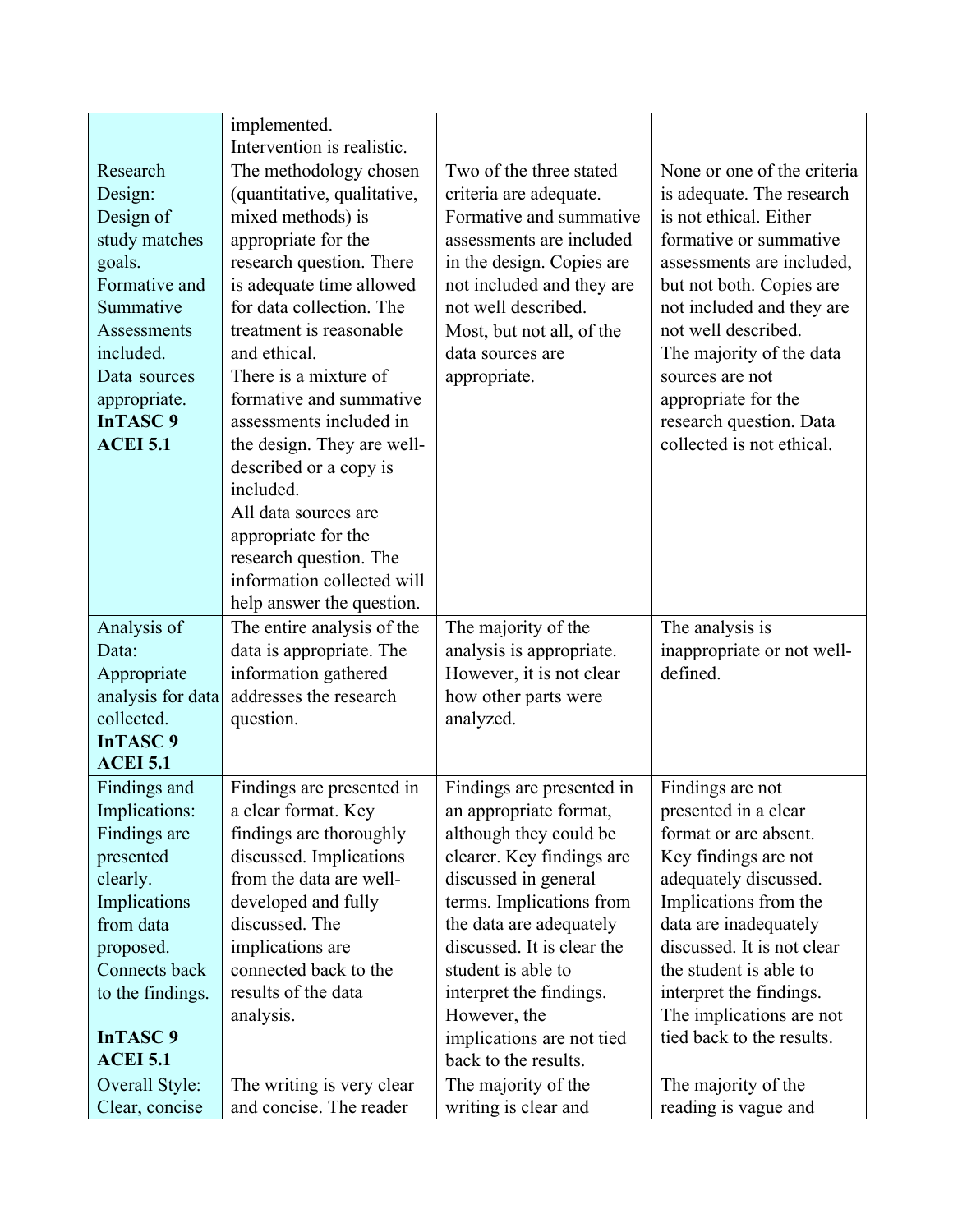| | | | |
|---|---|---|---|
| | implemented. Intervention is realistic. | | |
| Research Design: Design of study matches goals. Formative and Summative Assessments included. Data sources appropriate. **InTASC 9 ACEI 5.1** | The methodology chosen (quantitative, qualitative, mixed methods) is appropriate for the research question. There is adequate time allowed for data collection. The treatment is reasonable and ethical. There is a mixture of formative and summative assessments included in the design. They are well-described or a copy is included. All data sources are appropriate for the research question. The information collected will help answer the question. | Two of the three stated criteria are adequate. Formative and summative assessments are included in the design. Copies are not included and they are not well described. Most, but not all, of the data sources are appropriate. | None or one of the criteria is adequate. The research is not ethical. Either formative or summative assessments are included, but not both. Copies are not included and they are not well described. The majority of the data sources are not appropriate for the research question. Data collected is not ethical. |
| Analysis of Data: Appropriate analysis for data collected. **InTASC 9 ACEI 5.1** | The entire analysis of the data is appropriate. The information gathered addresses the research question. | The majority of the analysis is appropriate. However, it is not clear how other parts were analyzed. | The analysis is inappropriate or not well-defined. |
| Findings and Implications: Findings are presented clearly. Implications from data proposed. Connects back to the findings. **InTASC 9 ACEI 5.1** | Findings are presented in a clear format. Key findings are thoroughly discussed. Implications from the data are well-developed and fully discussed. The implications are connected back to the results of the data analysis. | Findings are presented in an appropriate format, although they could be clearer. Key findings are discussed in general terms. Implications from the data are adequately discussed. It is clear the student is able to interpret the findings. However, the implications are not tied back to the results. | Findings are not presented in a clear format or are absent. Key findings are not adequately discussed. Implications from the data are inadequately discussed. It is not clear the student is able to interpret the findings. The implications are not tied back to the results. |
| Overall Style: Clear, concise | The writing is very clear and concise. The reader | The majority of the writing is clear and | The majority of the reading is vague and |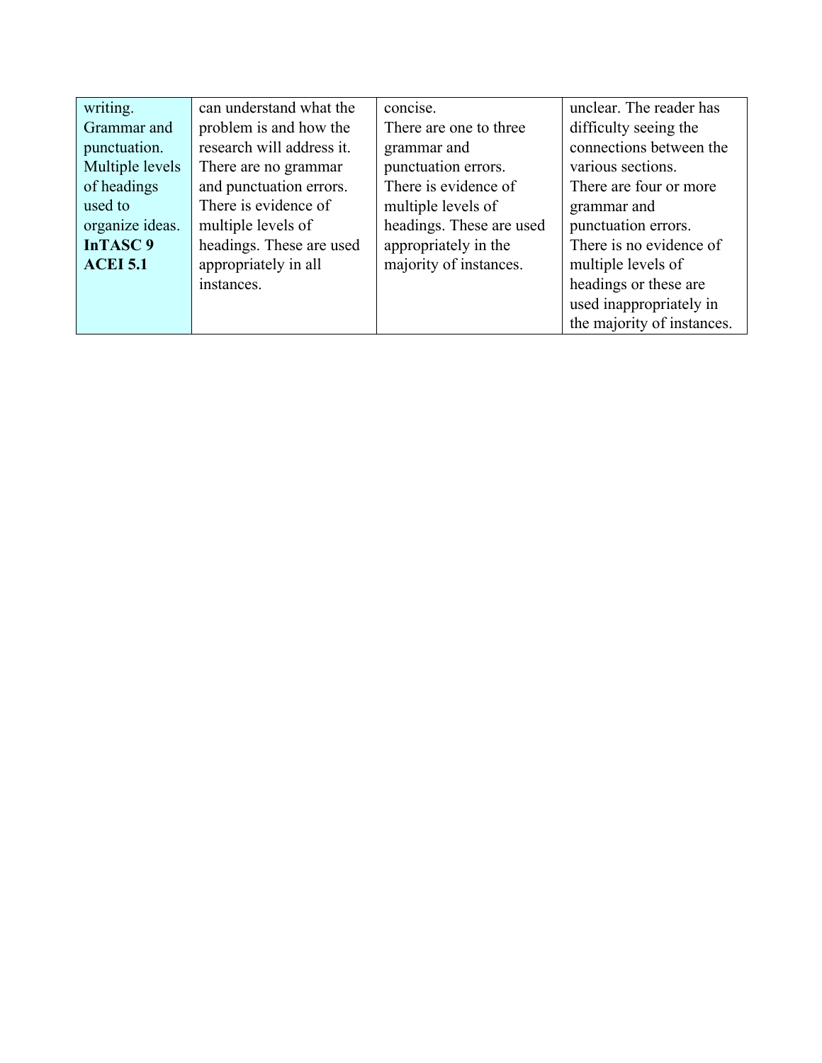| | | | |
|---|---|---|---|
| writing. Grammar and punctuation. Multiple levels of headings used to organize ideas. **InTASC 9** **ACEI 5.1** | can understand what the problem is and how the research will address it. There are no grammar and punctuation errors. There is evidence of multiple levels of headings. These are used appropriately in all instances. | concise. There are one to three grammar and punctuation errors. There is evidence of multiple levels of headings. These are used appropriately in the majority of instances. | unclear. The reader has difficulty seeing the connections between the various sections. There are four or more grammar and punctuation errors. There is no evidence of multiple levels of headings or these are used inappropriately in the majority of instances. |